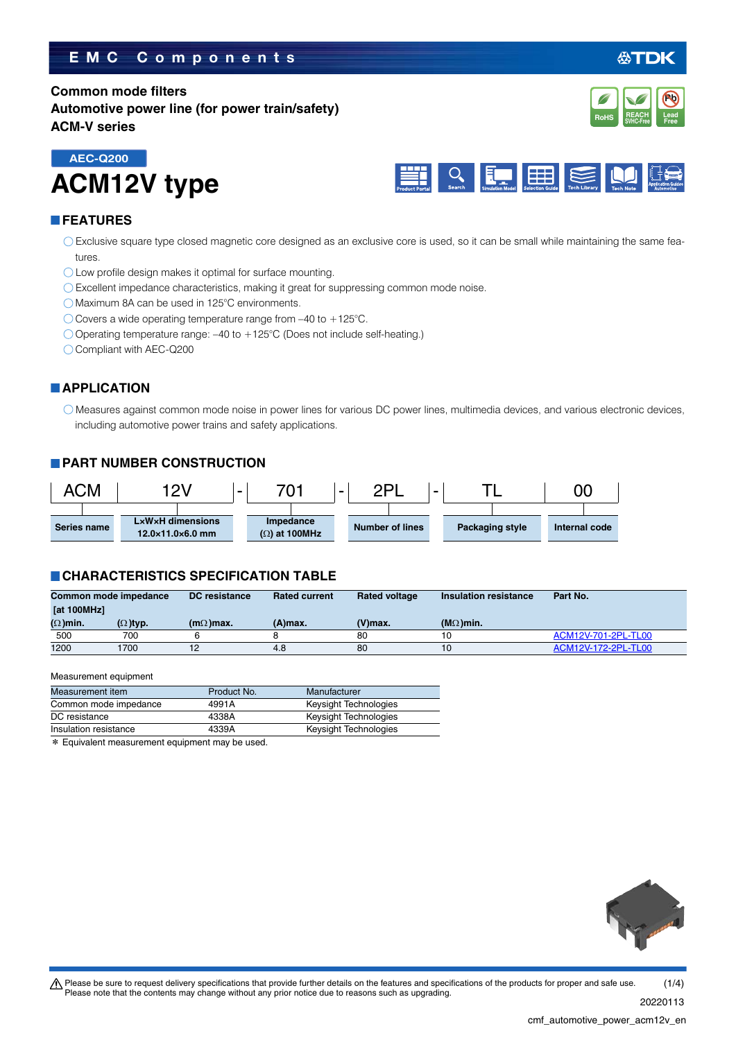EMC Components

# Common mode filters
# Automotive power line (for power train/safety)
# ACM-V series

AEC-Q200

# ACM12V type

## FEATURES

- Exclusive square type closed magnetic core designed as an exclusive core is used, so it can be small while maintaining the same features.
- Low profile design makes it optimal for surface mounting.
- Excellent impedance characteristics, making it great for suppressing common mode noise.
- Maximum 8A can be used in 125°C environments.
- Covers a wide operating temperature range from –40 to +125°C.
- Operating temperature range: –40 to +125°C (Does not include self-heating.)
- Compliant with AEC-Q200

## APPLICATION

- Measures against common mode noise in power lines for various DC power lines, multimedia devices, and various electronic devices, including automotive power trains and safety applications.

## PART NUMBER CONSTRUCTION

| ACM | 12V | - | 701 | - | 2PL | - | TL | 00 |
|---|---|---|---|---|---|---|---|---|
| Series name | L×W×H dimensions 12.0×11.0×6.0 mm | | Impedance (Ω) at 100MHz | | Number of lines | | Packaging style | Internal code |

## CHARACTERISTICS SPECIFICATION TABLE

| Common mode impedance [at 100MHz] | | DC resistance | Rated current | Rated voltage | Insulation resistance | Part No. |
|---|---|---|---|---|---|---|
| (Ω)min. | (Ω)typ. | (mΩ)max. | (A)max. | (V)max. | (MΩ)min. | |
| 500 | 700 | 6 | 8 | 80 | 10 | ACM12V-701-2PL-TL00 |
| 1200 | 1700 | 12 | 4.8 | 80 | 10 | ACM12V-172-2PL-TL00 |

Measurement equipment

| Measurement item | Product No. | Manufacturer |
|---|---|---|
| Common mode impedance | 4991A | Keysight Technologies |
| DC resistance | 4338A | Keysight Technologies |
| Insulation resistance | 4339A | Keysight Technologies |

* Equivalent measurement equipment may be used.

⚠ Please be sure to request delivery specifications that provide further details on the features and specifications of the products for proper and safe use.
Please note that the contents may change without any prior notice due to reasons such as upgrading.

20220113

cmf_automotive_power_acm12v_en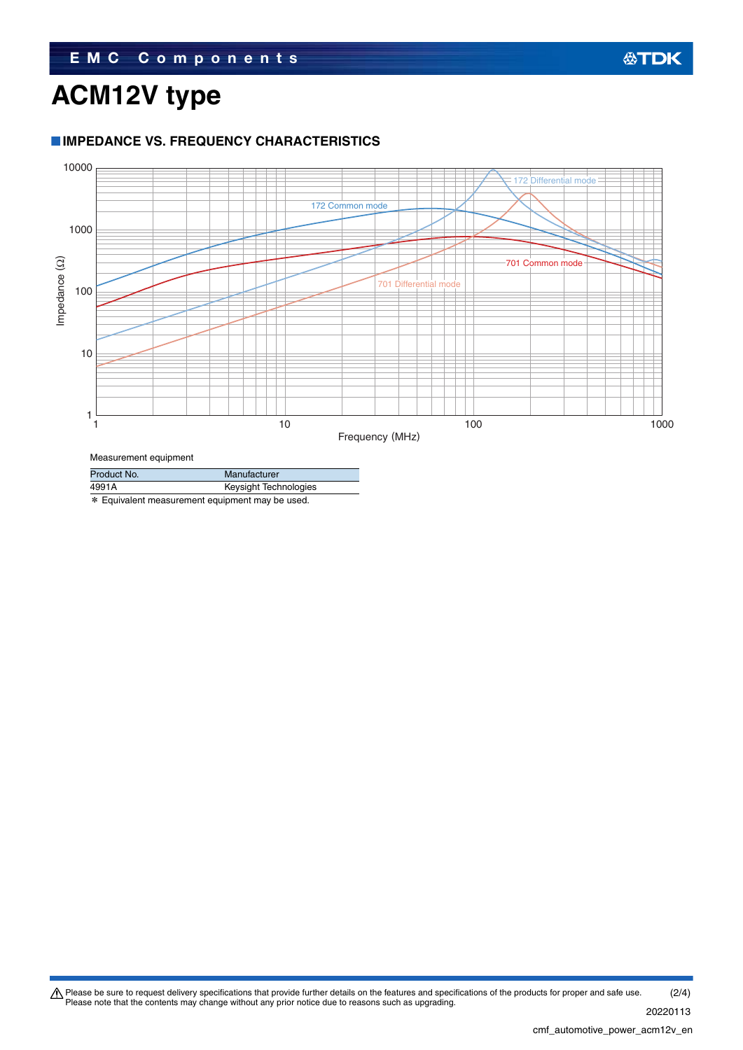# ACM12V type

## IMPEDANCE VS. FREQUENCY CHARACTERISTICS

Measurement equipment

| Product No. | Manufacturer |
|---|---|
| 4991A | Keysight Technologies |

* Equivalent measurement equipment may be used.

⚠ Please be sure to request delivery specifications that provide further details on the features and specifications of the products for proper and safe use.
Please note that the contents may change without any prior notice due to reasons such as upgrading.

20220113

cmf_automotive_power_acm12v_en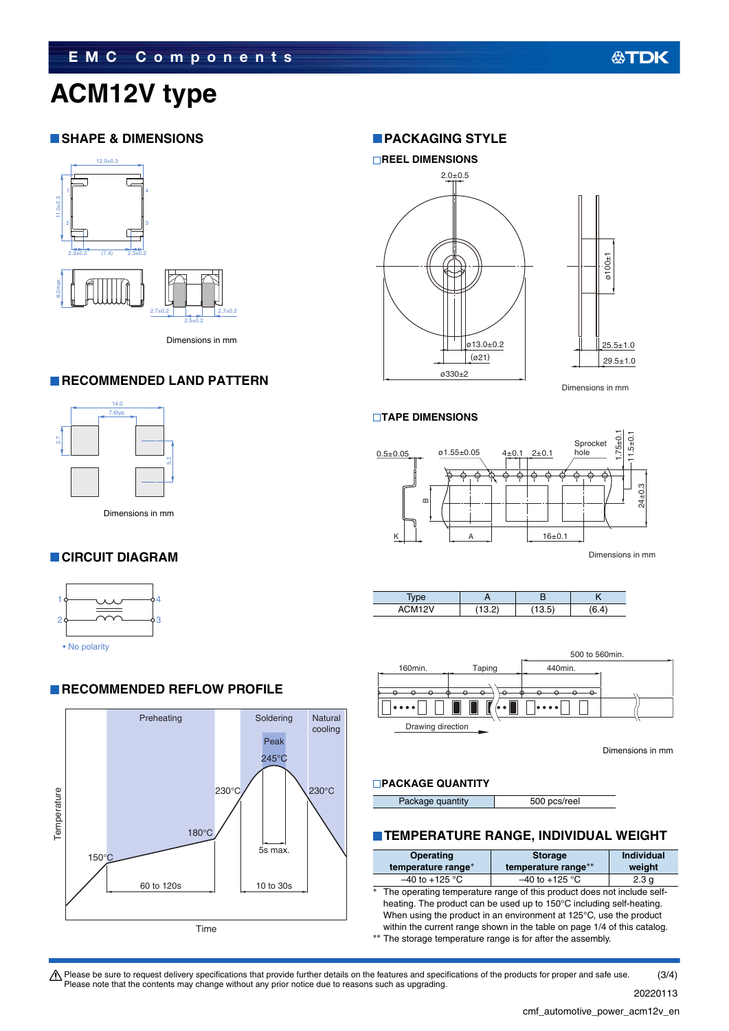# ACM12V type

## SHAPE & DIMENSIONS

Dimensions in mm

## RECOMMENDED LAND PATTERN

Dimensions in mm

## CIRCUIT DIAGRAM

• No polarity

## RECOMMENDED REFLOW PROFILE

## PACKAGING STYLE

### REEL DIMENSIONS

Dimensions in mm

### TAPE DIMENSIONS

Dimensions in mm

| Type | A | B | K |
|---|---|---|---|
| ACM12V | (13.2) | (13.5) | (6.4) |

Dimensions in mm

### PACKAGE QUANTITY

| Package quantity | 500 pcs/reel |
|---|---|

## TEMPERATURE RANGE, INDIVIDUAL WEIGHT

| Operating temperature range* | Storage temperature range** | Individual weight |
|---|---|---|
| –40 to +125 °C | –40 to +125 °C | 2.3 g |

\* The operating temperature range of this product does not include self-heating. The product can be used up to 150°C including self-heating. When using the product in an environment at 125°C, use the product within the current range shown in the table on page 1/4 of this catalog.

\*\* The storage temperature range is for after the assembly.

⚠ Please be sure to request delivery specifications that provide further details on the features and specifications of the products for proper and safe use. Please note that the contents may change without any prior notice due to reasons such as upgrading.

20220113

cmf_automotive_power_acm12v_en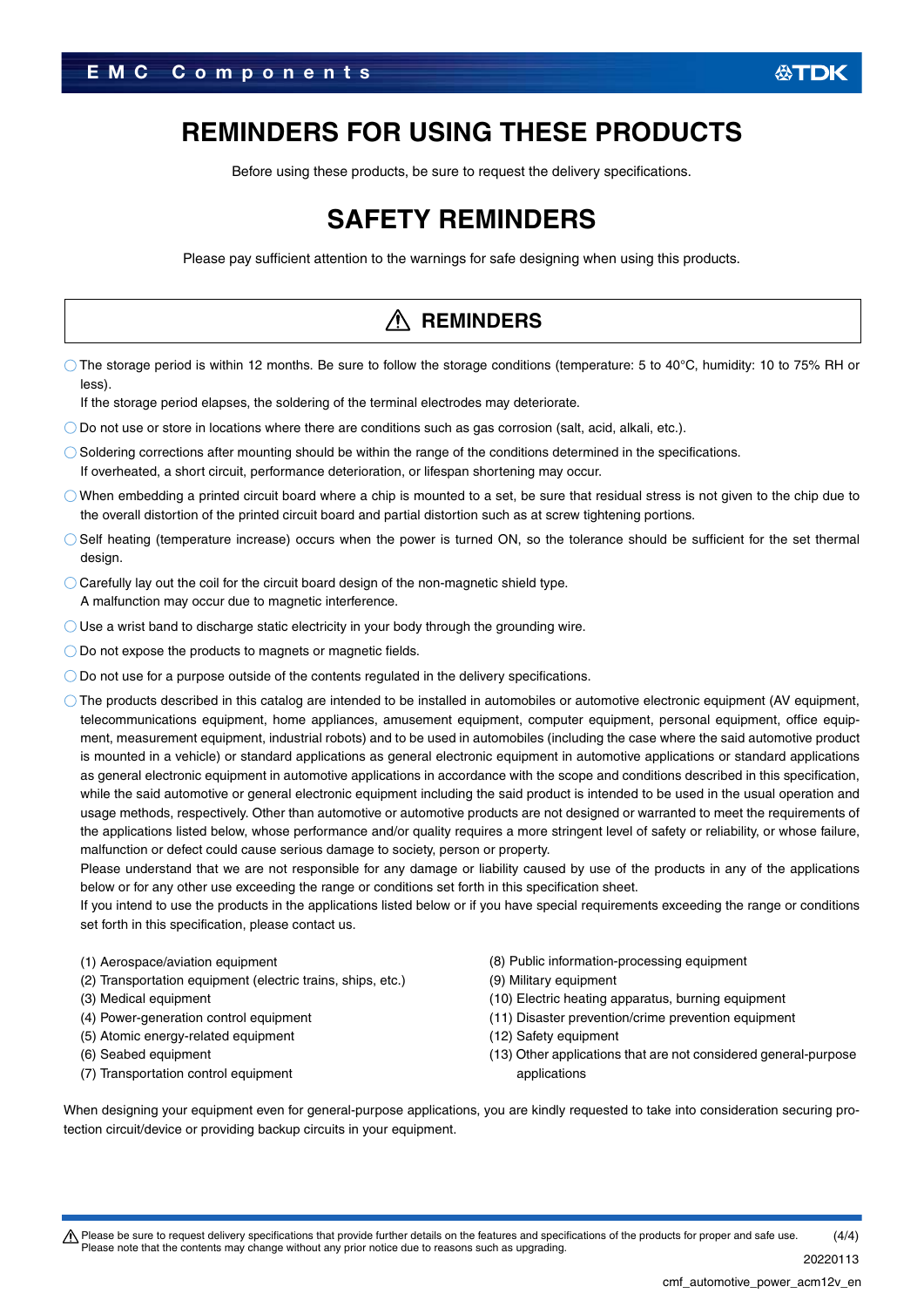# REMINDERS FOR USING THESE PRODUCTS

Before using these products, be sure to request the delivery specifications.

# SAFETY REMINDERS

Please pay sufficient attention to the warnings for safe designing when using this products.

## ⚠ REMINDERS

- The storage period is within 12 months. Be sure to follow the storage conditions (temperature: 5 to 40°C, humidity: 10 to 75% RH or less).
  If the storage period elapses, the soldering of the terminal electrodes may deteriorate.
- Do not use or store in locations where there are conditions such as gas corrosion (salt, acid, alkali, etc.).
- Soldering corrections after mounting should be within the range of the conditions determined in the specifications.
  If overheated, a short circuit, performance deterioration, or lifespan shortening may occur.
- When embedding a printed circuit board where a chip is mounted to a set, be sure that residual stress is not given to the chip due to the overall distortion of the printed circuit board and partial distortion such as at screw tightening portions.
- Self heating (temperature increase) occurs when the power is turned ON, so the tolerance should be sufficient for the set thermal design.
- Carefully lay out the coil for the circuit board design of the non-magnetic shield type.
  A malfunction may occur due to magnetic interference.
- Use a wrist band to discharge static electricity in your body through the grounding wire.
- Do not expose the products to magnets or magnetic fields.
- Do not use for a purpose outside of the contents regulated in the delivery specifications.
- The products described in this catalog are intended to be installed in automobiles or automotive electronic equipment (AV equipment, telecommunications equipment, home appliances, amusement equipment, computer equipment, personal equipment, office equipment, measurement equipment, industrial robots) and to be used in automobiles (including the case where the said automotive product is mounted in a vehicle) or standard applications as general electronic equipment in automotive applications or standard applications as general electronic equipment in automotive applications in accordance with the scope and conditions described in this specification, while the said automotive or general electronic equipment including the said product is intended to be used in the usual operation and usage methods, respectively. Other than automotive or automotive products are not designed or warranted to meet the requirements of the applications listed below, whose performance and/or quality requires a more stringent level of safety or reliability, or whose failure, malfunction or defect could cause serious damage to society, person or property.
  Please understand that we are not responsible for any damage or liability caused by use of the products in any of the applications below or for any other use exceeding the range or conditions set forth in this specification sheet.
  If you intend to use the products in the applications listed below or if you have special requirements exceeding the range or conditions set forth in this specification, please contact us.

(1) Aerospace/aviation equipment
(2) Transportation equipment (electric trains, ships, etc.)
(3) Medical equipment
(4) Power-generation control equipment
(5) Atomic energy-related equipment
(6) Seabed equipment
(7) Transportation control equipment
(8) Public information-processing equipment
(9) Military equipment
(10) Electric heating apparatus, burning equipment
(11) Disaster prevention/crime prevention equipment
(12) Safety equipment
(13) Other applications that are not considered general-purpose applications

When designing your equipment even for general-purpose applications, you are kindly requested to take into consideration securing protection circuit/device or providing backup circuits in your equipment.

⚠ Please be sure to request delivery specifications that provide further details on the features and specifications of the products for proper and safe use.
Please note that the contents may change without any prior notice due to reasons such as upgrading.

20220113

cmf_automotive_power_acm12v_en